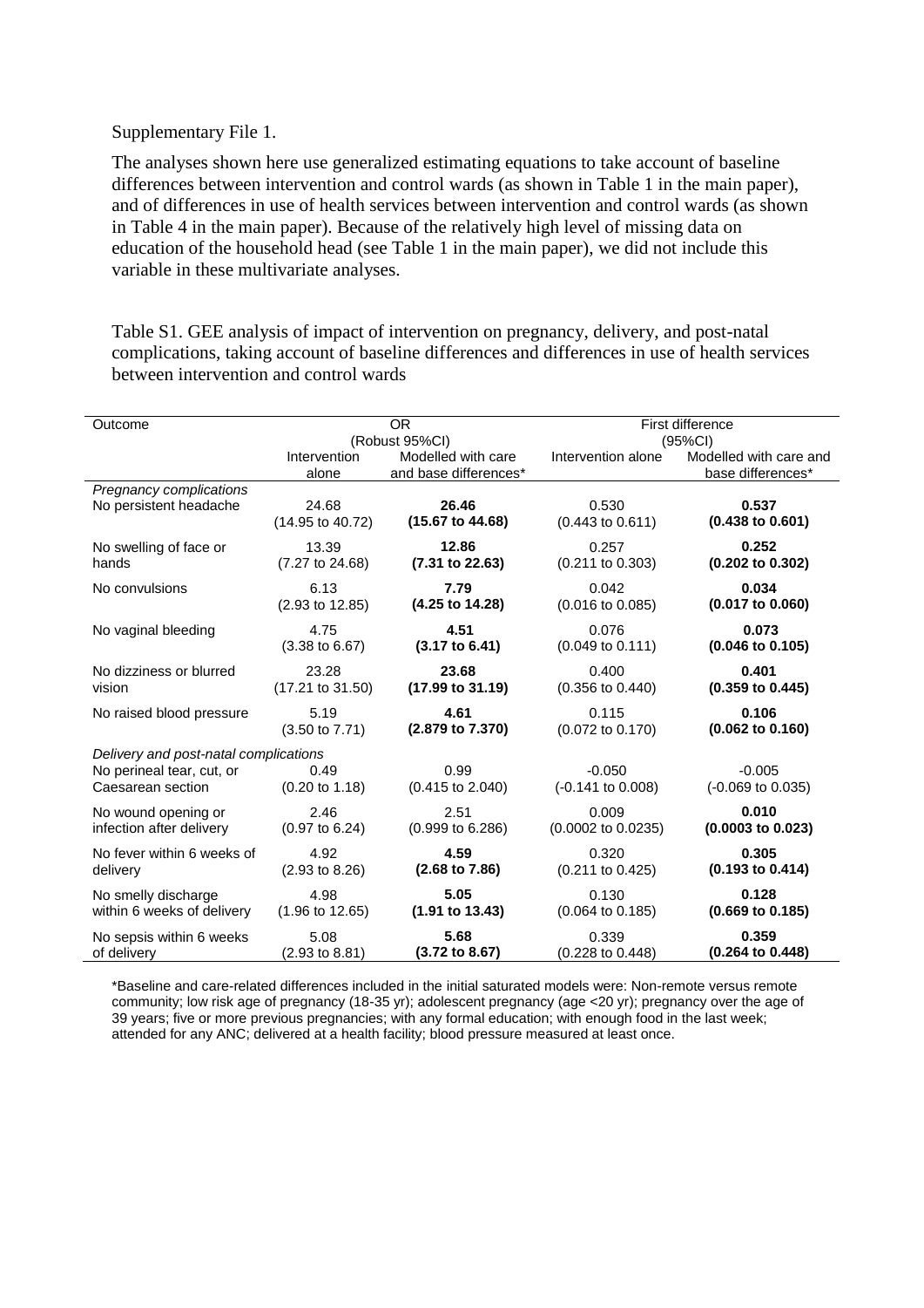Supplementary File 1.

The analyses shown here use generalized estimating equations to take account of baseline differences between intervention and control wards (as shown in Table 1 in the main paper), and of differences in use of health services between intervention and control wards (as shown in Table 4 in the main paper). Because of the relatively high level of missing data on education of the household head (see Table 1 in the main paper), we did not include this variable in these multivariate analyses.

Table S1. GEE analysis of impact of intervention on pregnancy, delivery, and post-natal complications, taking account of baseline differences and differences in use of health services between intervention and control wards

| Outcome | OR (Robust 95%CI) | | First difference (95%CI) | |
|---|---|---|---|---|
| | Intervention alone | Modelled with care and base differences* | Intervention alone | Modelled with care and base differences* |
| *Pregnancy complications* | | | | |
| No persistent headache | 24.68 (14.95 to 40.72) | **26.46 (15.67 to 44.68)** | 0.530 (0.443 to 0.611) | **0.537 (0.438 to 0.601)** |
| No swelling of face or hands | 13.39 (7.27 to 24.68) | **12.86 (7.31 to 22.63)** | 0.257 (0.211 to 0.303) | **0.252 (0.202 to 0.302)** |
| No convulsions | 6.13 (2.93 to 12.85) | **7.79 (4.25 to 14.28)** | 0.042 (0.016 to 0.085) | **0.034 (0.017 to 0.060)** |
| No vaginal bleeding | 4.75 (3.38 to 6.67) | **4.51 (3.17 to 6.41)** | 0.076 (0.049 to 0.111) | **0.073 (0.046 to 0.105)** |
| No dizziness or blurred vision | 23.28 (17.21 to 31.50) | **23.68 (17.99 to 31.19)** | 0.400 (0.356 to 0.440) | **0.401 (0.359 to 0.445)** |
| No raised blood pressure | 5.19 (3.50 to 7.71) | **4.61 (2.879 to 7.370)** | 0.115 (0.072 to 0.170) | **0.106 (0.062 to 0.160)** |
| *Delivery and post-natal complications* | | | | |
| No perineal tear, cut, or Caesarean section | 0.49 (0.20 to 1.18) | 0.99 (0.415 to 2.040) | -0.050 (-0.141 to 0.008) | -0.005 (-0.069 to 0.035) |
| No wound opening or infection after delivery | 2.46 (0.97 to 6.24) | 2.51 (0.999 to 6.286) | 0.009 (0.0002 to 0.0235) | **0.010 (0.0003 to 0.023)** |
| No fever within 6 weeks of delivery | 4.92 (2.93 to 8.26) | **4.59 (2.68 to 7.86)** | 0.320 (0.211 to 0.425) | **0.305 (0.193 to 0.414)** |
| No smelly discharge within 6 weeks of delivery | 4.98 (1.96 to 12.65) | **5.05 (1.91 to 13.43)** | 0.130 (0.064 to 0.185) | **0.128 (0.669 to 0.185)** |
| No sepsis within 6 weeks of delivery | 5.08 (2.93 to 8.81) | **5.68 (3.72 to 8.67)** | 0.339 (0.228 to 0.448) | **0.359 (0.264 to 0.448)** |

*Baseline and care-related differences included in the initial saturated models were: Non-remote versus remote community; low risk age of pregnancy (18-35 yr); adolescent pregnancy (age <20 yr); pregnancy over the age of 39 years; five or more previous pregnancies; with any formal education; with enough food in the last week; attended for any ANC; delivered at a health facility; blood pressure measured at least once.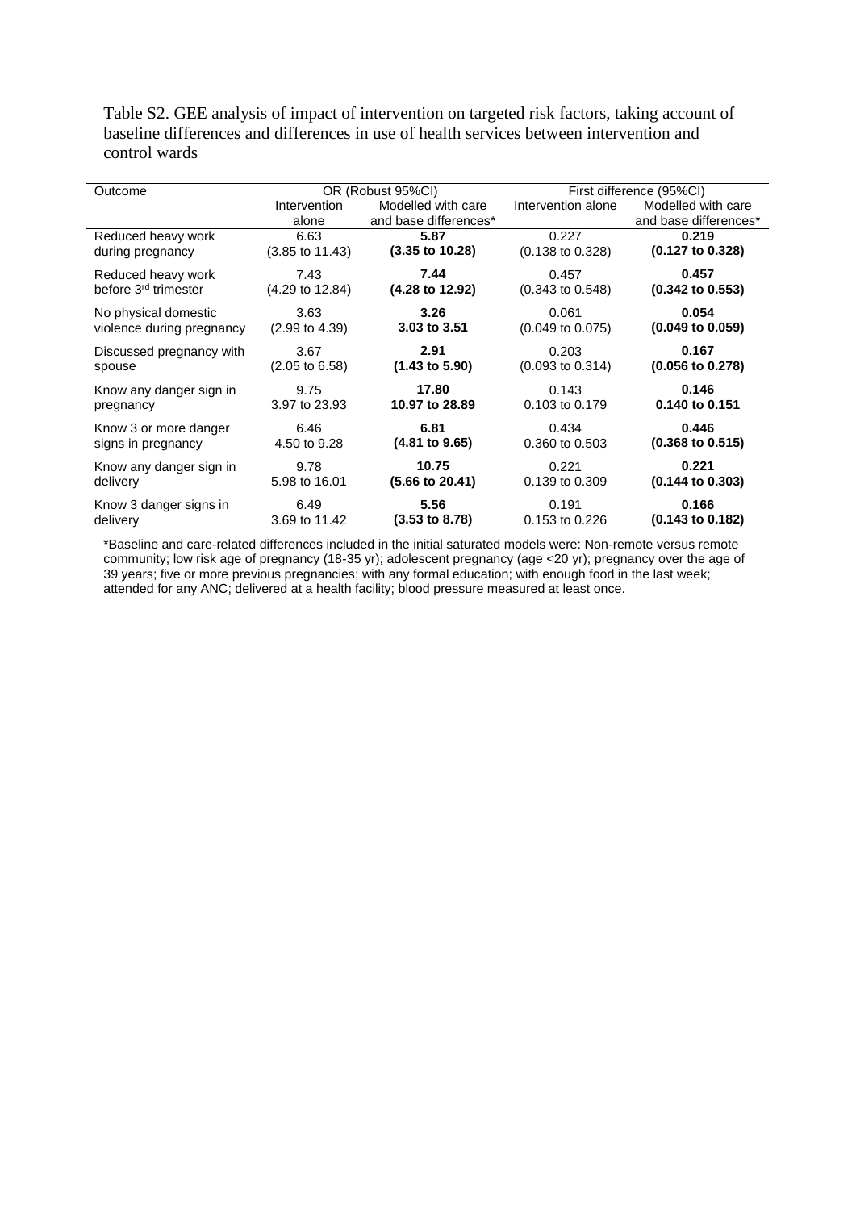Table S2. GEE analysis of impact of intervention on targeted risk factors, taking account of baseline differences and differences in use of health services between intervention and control wards

| Outcome | OR (Robust 95%CI) | | First difference (95%CI) | |
|---|---|---|---|---|
| | Intervention alone | Modelled with care and base differences* | Intervention alone | Modelled with care and base differences* |
| Reduced heavy work during pregnancy | 6.63 (3.85 to 11.43) | **5.87 (3.35 to 10.28)** | 0.227 (0.138 to 0.328) | **0.219 (0.127 to 0.328)** |
| Reduced heavy work before 3rd trimester | 7.43 (4.29 to 12.84) | **7.44 (4.28 to 12.92)** | 0.457 (0.343 to 0.548) | **0.457 (0.342 to 0.553)** |
| No physical domestic violence during pregnancy | 3.63 (2.99 to 4.39) | **3.26 3.03 to 3.51** | 0.061 (0.049 to 0.075) | **0.054 (0.049 to 0.059)** |
| Discussed pregnancy with spouse | 3.67 (2.05 to 6.58) | **2.91 (1.43 to 5.90)** | 0.203 (0.093 to 0.314) | **0.167 (0.056 to 0.278)** |
| Know any danger sign in pregnancy | 9.75 3.97 to 23.93 | **17.80 10.97 to 28.89** | 0.143 0.103 to 0.179 | **0.146 0.140 to 0.151** |
| Know 3 or more danger signs in pregnancy | 6.46 4.50 to 9.28 | **6.81 (4.81 to 9.65)** | 0.434 0.360 to 0.503 | **0.446 (0.368 to 0.515)** |
| Know any danger sign in delivery | 9.78 5.98 to 16.01 | **10.75 (5.66 to 20.41)** | 0.221 0.139 to 0.309 | **0.221 (0.144 to 0.303)** |
| Know 3 danger signs in delivery | 6.49 3.69 to 11.42 | **5.56 (3.53 to 8.78)** | 0.191 0.153 to 0.226 | **0.166 (0.143 to 0.182)** |

*Baseline and care-related differences included in the initial saturated models were: Non-remote versus remote community; low risk age of pregnancy (18-35 yr); adolescent pregnancy (age <20 yr); pregnancy over the age of 39 years; five or more previous pregnancies; with any formal education; with enough food in the last week; attended for any ANC; delivered at a health facility; blood pressure measured at least once.